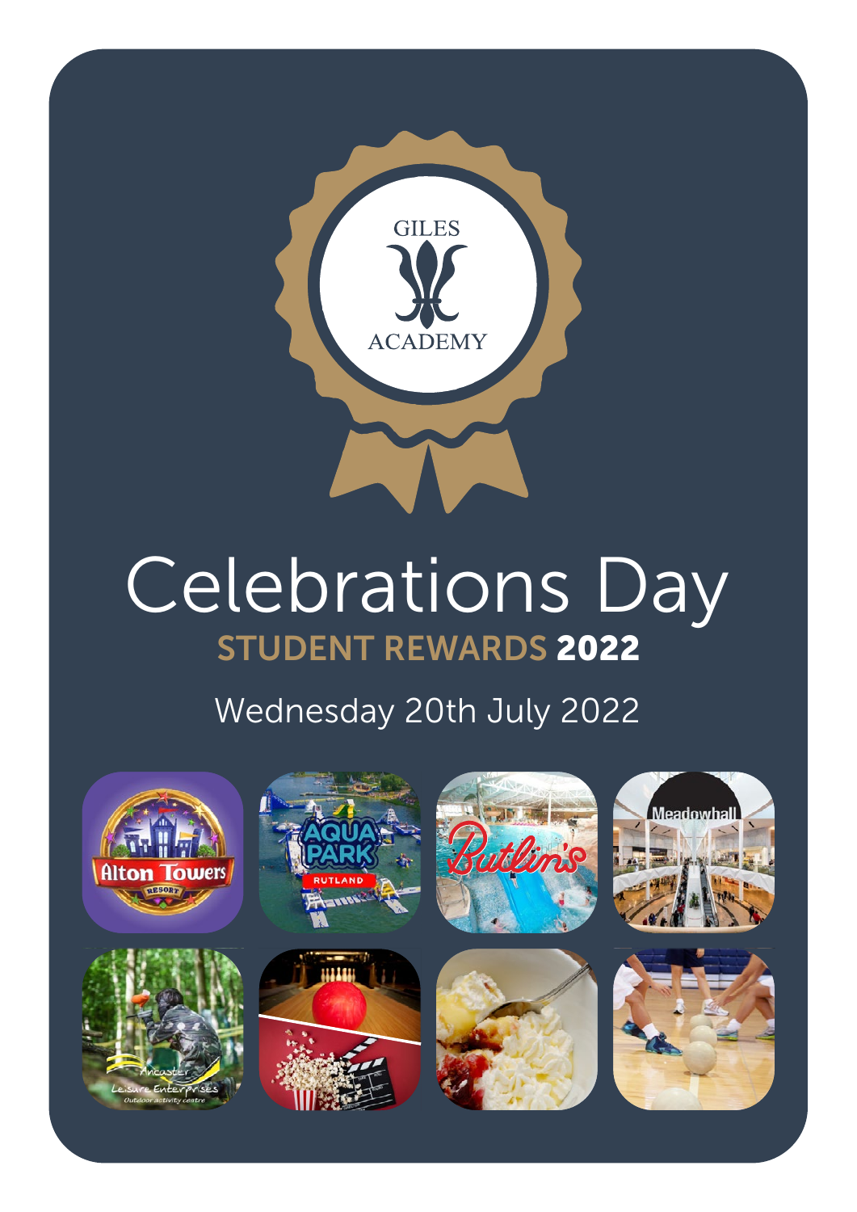GILES ACADEMY

# Celebrations Day

## STUDENT REWARDS 2022

Wednesday 20th July 2022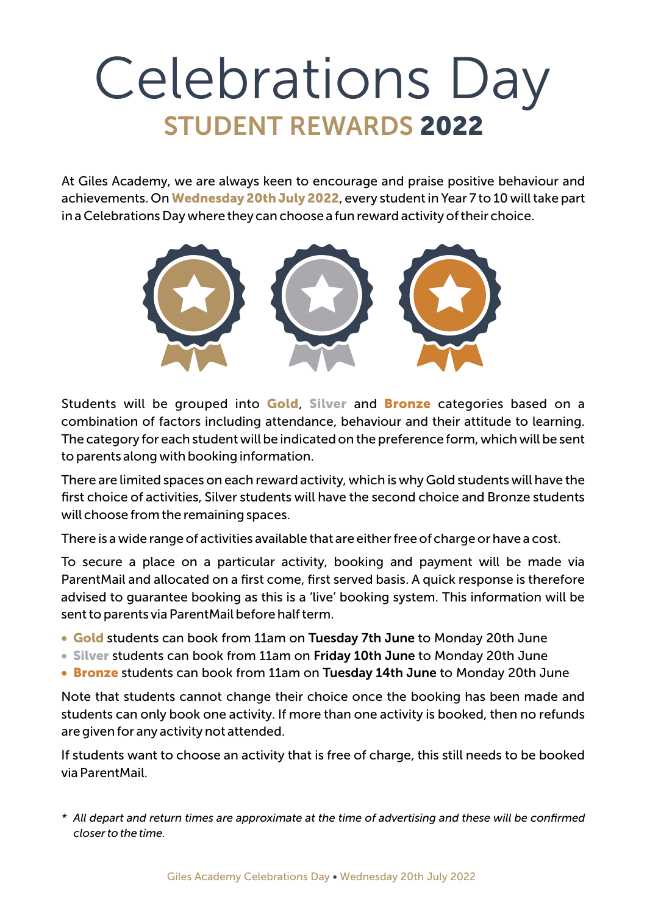# Celebrations Day

## STUDENT REWARDS 2022

At Giles Academy, we are always keen to encourage and praise positive behaviour and achievements. On **Wednesday 20th July 2022**, every student in Year 7 to 10 will take part in a Celebrations Day where they can choose a fun reward activity of their choice.

Students will be grouped into **Gold**, **Silver** and **Bronze** categories based on a combination of factors including attendance, behaviour and their attitude to learning. The category for each student will be indicated on the preference form, which will be sent to parents along with booking information.

There are limited spaces on each reward activity, which is why Gold students will have the first choice of activities, Silver students will have the second choice and Bronze students will choose from the remaining spaces.

There is a wide range of activities available that are either free of charge or have a cost.

To secure a place on a particular activity, booking and payment will be made via ParentMail and allocated on a first come, first served basis. A quick response is therefore advised to guarantee booking as this is a 'live' booking system. This information will be sent to parents via ParentMail before half term.

- **Gold** students can book from 11am on **Tuesday 7th June** to Monday 20th June
- **Silver** students can book from 11am on **Friday 10th June** to Monday 20th June
- **Bronze** students can book from 11am on **Tuesday 14th June** to Monday 20th June

Note that students cannot change their choice once the booking has been made and students can only book one activity. If more than one activity is booked, then no refunds are given for any activity not attended.

If students want to choose an activity that is free of charge, this still needs to be booked via ParentMail.

*\* All depart and return times are approximate at the time of advertising and these will be confirmed closer to the time.*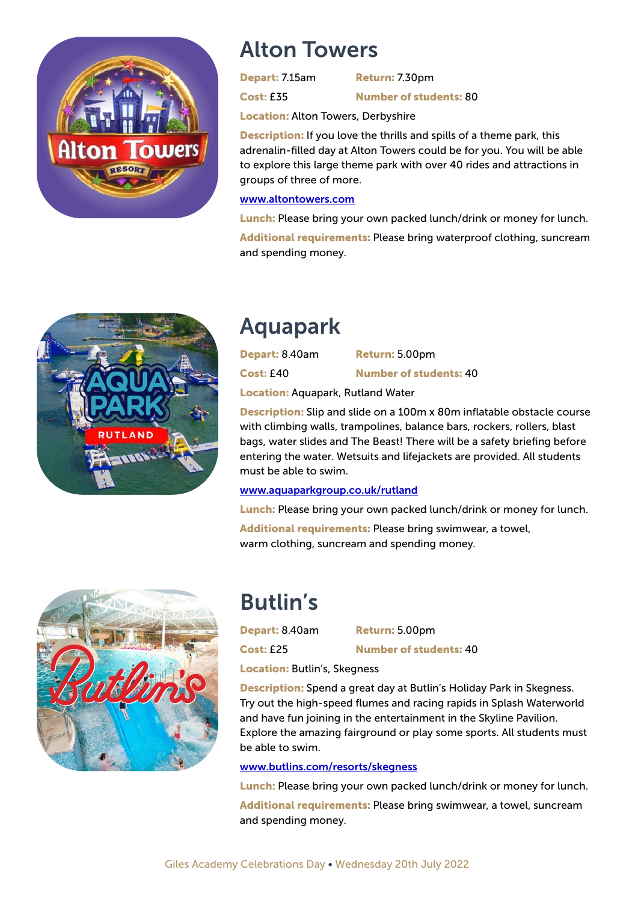## Alton Towers

**Depart:** 7.15am **Return:** 7.30pm

**Cost:** £35 **Number of students:** 80

**Location:** Alton Towers, Derbyshire

**Description:** If you love the thrills and spills of a theme park, this adrenalin-filled day at Alton Towers could be for you. You will be able to explore this large theme park with over 40 rides and attractions in groups of three of more.

www.altontowers.com

**Lunch:** Please bring your own packed lunch/drink or money for lunch.

**Additional requirements:** Please bring waterproof clothing, suncream and spending money.

## Aquapark

**Depart:** 8.40am **Return:** 5.00pm

**Cost:** £40 **Number of students:** 40

**Location:** Aquapark, Rutland Water

**Description:** Slip and slide on a 100m x 80m inflatable obstacle course with climbing walls, trampolines, balance bars, rockers, rollers, blast bags, water slides and The Beast! There will be a safety briefing before entering the water. Wetsuits and lifejackets are provided. All students must be able to swim.

www.aquaparkgroup.co.uk/rutland

**Lunch:** Please bring your own packed lunch/drink or money for lunch.

**Additional requirements:** Please bring swimwear, a towel, warm clothing, suncream and spending money.

## Butlin's

**Depart:** 8.40am **Return:** 5.00pm

**Cost:** £25 **Number of students:** 40

**Location:** Butlin's, Skegness

**Description:** Spend a great day at Butlin's Holiday Park in Skegness. Try out the high-speed flumes and racing rapids in Splash Waterworld and have fun joining in the entertainment in the Skyline Pavilion. Explore the amazing fairground or play some sports. All students must be able to swim.

www.butlins.com/resorts/skegness

**Lunch:** Please bring your own packed lunch/drink or money for lunch.

**Additional requirements:** Please bring swimwear, a towel, suncream and spending money.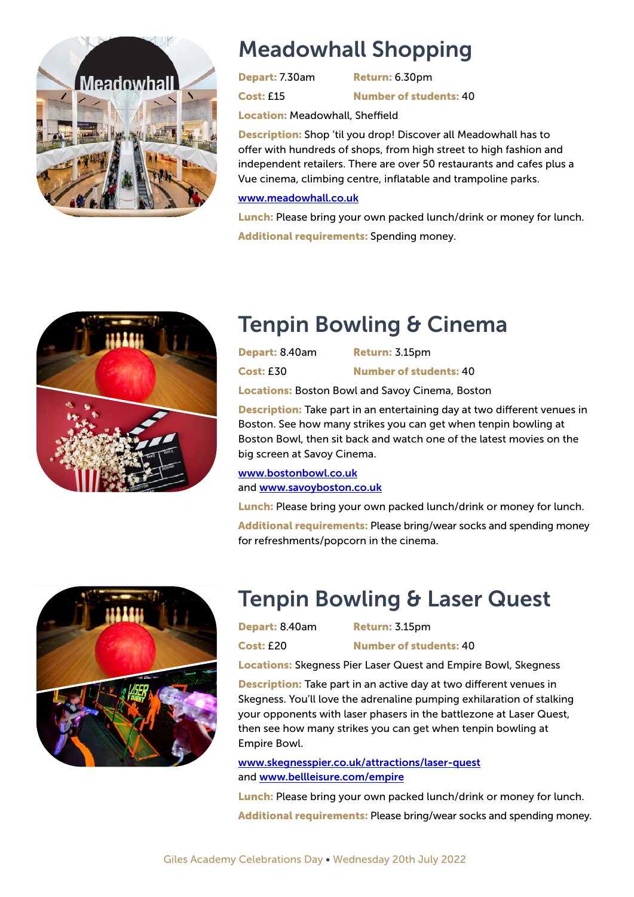## Meadowhall Shopping

**Depart:** 7.30am **Return:** 6.30pm

**Cost:** £15 **Number of students:** 40

**Location:** Meadowhall, Sheffield

**Description:** Shop 'til you drop! Discover all Meadowhall has to offer with hundreds of shops, from high street to high fashion and independent retailers. There are over 50 restaurants and cafes plus a Vue cinema, climbing centre, inflatable and trampoline parks.

www.meadowhall.co.uk

**Lunch:** Please bring your own packed lunch/drink or money for lunch.

**Additional requirements:** Spending money.

## Tenpin Bowling & Cinema

**Depart:** 8.40am **Return:** 3.15pm

**Cost:** £30 **Number of students:** 40

**Locations:** Boston Bowl and Savoy Cinema, Boston

**Description:** Take part in an entertaining day at two different venues in Boston. See how many strikes you can get when tenpin bowling at Boston Bowl, then sit back and watch one of the latest movies on the big screen at Savoy Cinema.

www.bostonbowl.co.uk
and www.savoyboston.co.uk

**Lunch:** Please bring your own packed lunch/drink or money for lunch.

**Additional requirements:** Please bring/wear socks and spending money for refreshments/popcorn in the cinema.

## Tenpin Bowling & Laser Quest

**Depart:** 8.40am **Return:** 3.15pm

**Cost:** £20 **Number of students:** 40

**Locations:** Skegness Pier Laser Quest and Empire Bowl, Skegness

**Description:** Take part in an active day at two different venues in Skegness. You'll love the adrenaline pumping exhilaration of stalking your opponents with laser phasers in the battlezone at Laser Quest, then see how many strikes you can get when tenpin bowling at Empire Bowl.

www.skegnesspier.co.uk/attractions/laser-quest
and www.bellleisure.com/empire

**Lunch:** Please bring your own packed lunch/drink or money for lunch.

**Additional requirements:** Please bring/wear socks and spending money.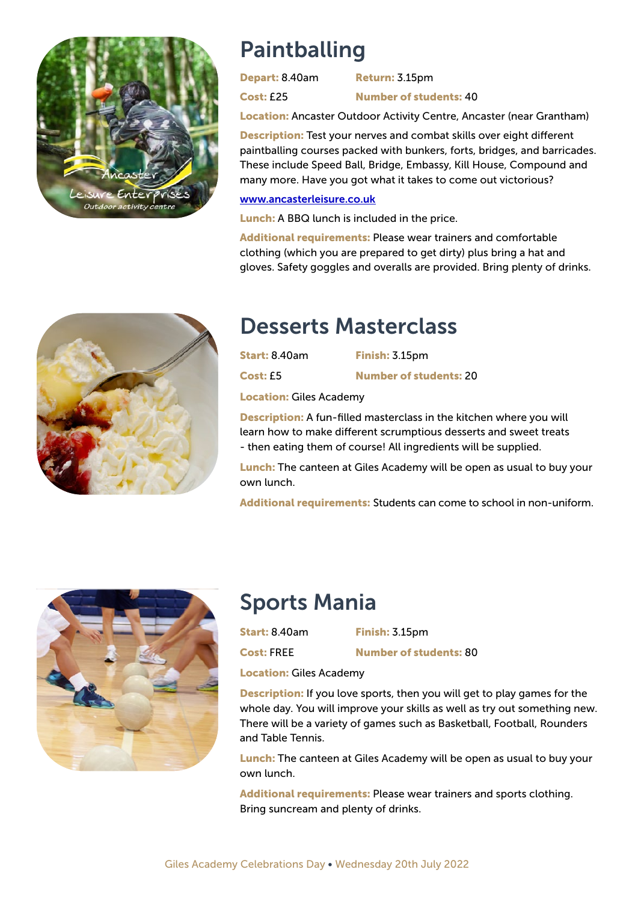## Paintballing

**Depart:** 8.40am **Return:** 3.15pm

**Cost:** £25 **Number of students:** 40

**Location:** Ancaster Outdoor Activity Centre, Ancaster (near Grantham)

**Description:** Test your nerves and combat skills over eight different paintballing courses packed with bunkers, forts, bridges, and barricades. These include Speed Ball, Bridge, Embassy, Kill House, Compound and many more. Have you got what it takes to come out victorious?

[www.ancasterleisure.co.uk](http://www.ancasterleisure.co.uk)

**Lunch:** A BBQ lunch is included in the price.

**Additional requirements:** Please wear trainers and comfortable clothing (which you are prepared to get dirty) plus bring a hat and gloves. Safety goggles and overalls are provided. Bring plenty of drinks.

## Desserts Masterclass

**Start:** 8.40am **Finish:** 3.15pm

**Cost:** £5 **Number of students:** 20

**Location:** Giles Academy

**Description:** A fun-filled masterclass in the kitchen where you will learn how to make different scrumptious desserts and sweet treats - then eating them of course! All ingredients will be supplied.

**Lunch:** The canteen at Giles Academy will be open as usual to buy your own lunch.

**Additional requirements:** Students can come to school in non-uniform.

## Sports Mania

**Start:** 8.40am **Finish:** 3.15pm

**Cost:** FREE **Number of students:** 80

**Location:** Giles Academy

**Description:** If you love sports, then you will get to play games for the whole day. You will improve your skills as well as try out something new. There will be a variety of games such as Basketball, Football, Rounders and Table Tennis.

**Lunch:** The canteen at Giles Academy will be open as usual to buy your own lunch.

**Additional requirements:** Please wear trainers and sports clothing. Bring suncream and plenty of drinks.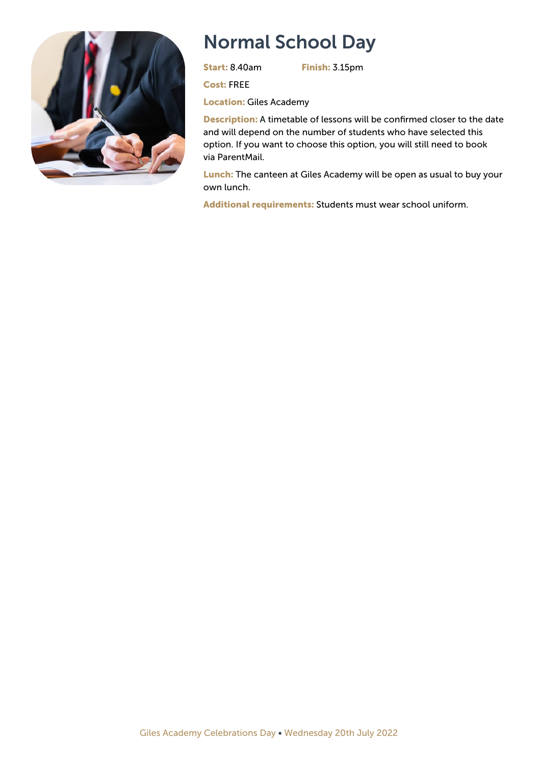# Normal School Day

**Start:** 8.40am **Finish:** 3.15pm

**Cost:** FREE

**Location:** Giles Academy

**Description:** A timetable of lessons will be confirmed closer to the date and will depend on the number of students who have selected this option. If you want to choose this option, you will still need to book via ParentMail.

**Lunch:** The canteen at Giles Academy will be open as usual to buy your own lunch.

**Additional requirements:** Students must wear school uniform.